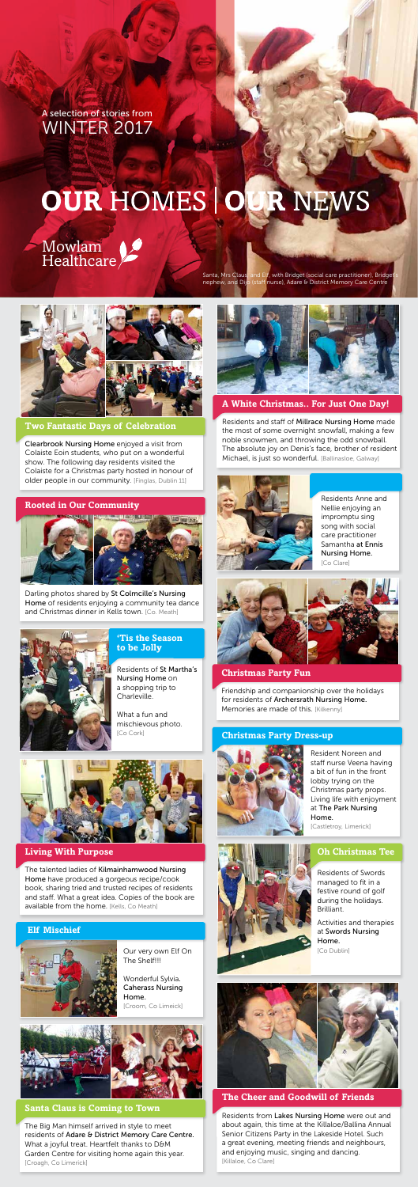A selection of stories from
WINTER 2017

# OUR HOMES | OUR NEWS

Mowlam Healthcare

Santa, Mrs Claus and Elf, with Bridget (social care practitioner), Bridget's nephew, and Dijo (staff nurse), Adare & District Memory Care Centre

## Two Fantastic Days of Celebration

**Clearbrook Nursing Home** enjoyed a visit from Colaiste Eoin students, who put on a wonderful show. The following day residents visited the Colaiste for a Christmas party hosted in honour of older people in our community. [Finglas, Dublin 11]

## Rooted in Our Community

Darling photos shared by **St Colmcille's Nursing Home** of residents enjoying a community tea dance and Christmas dinner in Kells town. [Co. Meath]

## 'Tis the Season to be Jolly

Residents of **St Martha's Nursing Home** on a shopping trip to Charleville.

What a fun and mischievous photo. [Co Cork]

## Living With Purpose

The talented ladies of **Kilmainhamwood Nursing Home** have produced a gorgeous recipe/cook book, sharing tried and trusted recipes of residents and staff. What a great idea. Copies of the book are available from the home. [Kells, Co Meath]

## Elf Mischief

Our very own Elf On The Shelf!!!

Wonderful Sylvia. **Caherass Nursing Home.** [Croom, Co Limeick]

## Santa Claus is Coming to Town

The Big Man himself arrived in style to meet residents of **Adare & District Memory Care Centre.** What a joyful treat. Heartfelt thanks to D&M Garden Centre for visiting home again this year. [Croagh, Co Limerick]

## A White Christmas.. For Just One Day!

Residents and staff of **Millrace Nursing Home** made the most of some overnight snowfall, making a few noble snowmen, and throwing the odd snowball. The absolute joy on Denis's face, brother of resident Michael, is just so wonderful. [Ballinasloe, Galway]

Residents Anne and Nellie enjoying an impromptu sing song with social care practitioner Samantha **at Ennis Nursing Home.** [Co Clare]

## Christmas Party Fun

Friendship and companionship over the holidays for residents of **Archersrath Nursing Home.** Memories are made of this. [Kilkenny]

## Christmas Party Dress-up

Resident Noreen and staff nurse Veena having a bit of fun in the front lobby trying on the Christmas party props. Living life with enjoyment at **The Park Nursing Home.** [Castletroy, Limerick]

## Oh Christmas Tee

Residents of Swords managed to fit in a festive round of golf during the holidays. Brilliant.

Activities and therapies at **Swords Nursing Home.** [Co Dublin]

## The Cheer and Goodwill of Friends

Residents from **Lakes Nursing Home** were out and about again, this time at the Killaloe/Ballina Annual Senior Citizens Party in the Lakeside Hotel. Such a great evening, meeting friends and neighbours, and enjoying music, singing and dancing. [Killaloe, Co Clare]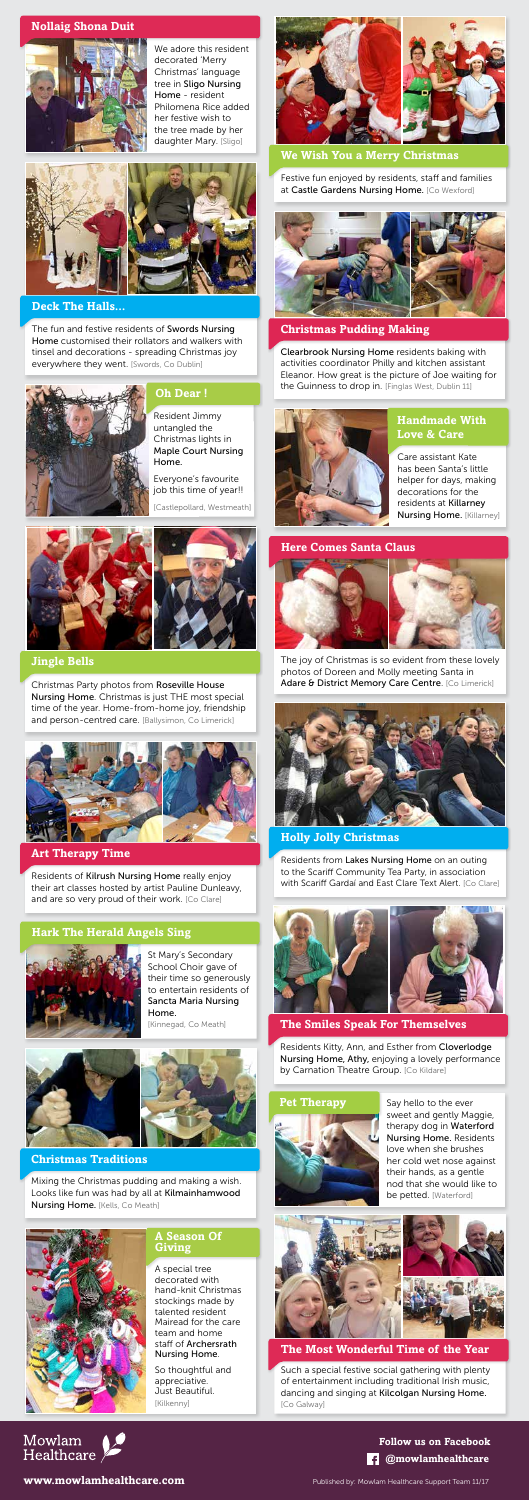## Nollaig Shona Duit

We adore this resident decorated 'Merry Christmas' language tree in **Sligo Nursing Home** - resident Philomena Rice added her festive wish to the tree made by her daughter Mary. [Sligo]

## Deck The Halls...

The fun and festive residents of **Swords Nursing Home** customised their rollators and walkers with tinsel and decorations - spreading Christmas joy everywhere they went. [Swords, Co Dublin]

## Oh Dear !

Resident Jimmy untangled the Christmas lights in **Maple Court Nursing Home.**

Everyone's favourite job this time of year!!

[Castlepollard, Westmeath]

## Jingle Bells

Christmas Party photos from **Roseville House Nursing Home**. Christmas is just THE most special time of the year. Home-from-home joy, friendship and person-centred care. [Ballysimon, Co Limerick]

## Art Therapy Time

Residents of **Kilrush Nursing Home** really enjoy their art classes hosted by artist Pauline Dunleavy, and are so very proud of their work. [Co Clare]

## Hark The Herald Angels Sing

St Mary's Secondary School Choir gave of their time so generously to entertain residents of **Sancta Maria Nursing Home.**

[Kinnegad, Co Meath]

## Christmas Traditions

Mixing the Christmas pudding and making a wish. Looks like fun was had by all at **Kilmainhamwood Nursing Home.** [Kells, Co Meath]

## A Season Of Giving

A special tree decorated with hand-knit Christmas stockings made by talented resident Mairead for the care team and home staff of **Archersrath Nursing Home**.

So thoughtful and appreciative. Just Beautiful.

[Kilkenny]

## We Wish You a Merry Christmas

Festive fun enjoyed by residents, staff and families at **Castle Gardens Nursing Home.** [Co Wexford]

## Christmas Pudding Making

**Clearbrook Nursing Home** residents baking with activities coordinator Philly and kitchen assistant Eleanor. How great is the picture of Joe waiting for the Guinness to drop in. [Finglas West, Dublin 11]

## Handmade With Love & Care

Care assistant Kate has been Santa's little helper for days, making decorations for the residents at **Killarney Nursing Home.** [Killarney]

## Here Comes Santa Claus

The joy of Christmas is so evident from these lovely photos of Doreen and Molly meeting Santa in **Adare & District Memory Care Centre**. [Co Limerick]

## Holly Jolly Christmas

Residents from **Lakes Nursing Home** on an outing to the Scariff Community Tea Party, in association with Scariff Gardaí and East Clare Text Alert. [Co Clare]

## The Smiles Speak For Themselves

Residents Kitty, Ann, and Esther from **Cloverlodge Nursing Home, Athy**, enjoying a lovely performance by Carnation Theatre Group. [Co Kildare]

## Pet Therapy

Say hello to the ever sweet and gently Maggie, therapy dog in **Waterford Nursing Home.** Residents love when she brushes her cold wet nose against their hands, as a gentle nod that she would like to be petted. [Waterford]

## The Most Wonderful Time of the Year

Such a special festive social gathering with plenty of entertainment including traditional Irish music, dancing and singing at **Kilcolgan Nursing Home.** [Co Galway]

Mowlam Healthcare

**www.mowlamhealthcare.com**

**Follow us on Facebook**
**@mowlamhealthcare**

Published by: Mowlam Healthcare Support Team 11/17